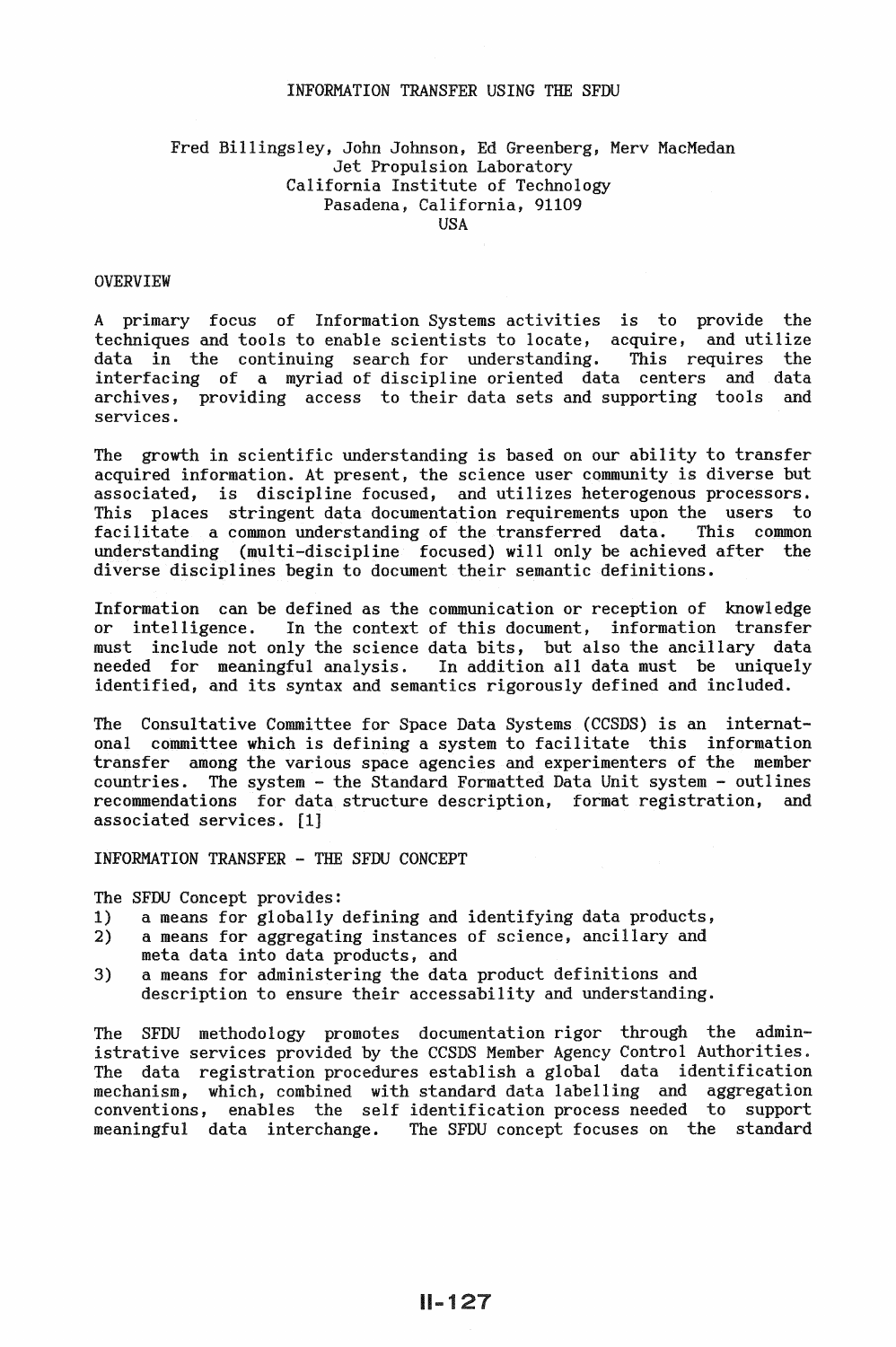# INFORMATION TRANSFER USING THE SFDU

Fred Billingsley, John Johnson, Ed Greenberg, Merv MacMedan
Jet Propulsion Laboratory
California Institute of Technology
Pasadena, California, 91109
USA

## OVERVIEW

A primary focus of Information Systems activities is to provide the techniques and tools to enable scientists to locate, acquire, and utilize data in the continuing search for understanding. This requires the interfacing of a myriad of discipline oriented data centers and data archives, providing access to their data sets and supporting tools and services.

The growth in scientific understanding is based on our ability to transfer acquired information. At present, the science user community is diverse but associated, is discipline focused, and utilizes heterogenous processors. This places stringent data documentation requirements upon the users to facilitate a common understanding of the transferred data. This common understanding (multi-discipline focused) will only be achieved after the diverse disciplines begin to document their semantic definitions.

Information can be defined as the communication or reception of knowledge or intelligence. In the context of this document, information transfer must include not only the science data bits, but also the ancillary data needed for meaningful analysis. In addition all data must be uniquely identified, and its syntax and semantics rigorously defined and included.

The Consultative Committee for Space Data Systems (CCSDS) is an international committee which is defining a system to facilitate this information transfer among the various space agencies and experimenters of the member countries. The system - the Standard Formatted Data Unit system - outlines recommendations for data structure description, format registration, and associated services. [1]

## INFORMATION TRANSFER - THE SFDU CONCEPT

The SFDU Concept provides:

1) a means for globally defining and identifying data products,
2) a means for aggregating instances of science, ancillary and meta data into data products, and
3) a means for administering the data product definitions and description to ensure their accessability and understanding.

The SFDU methodology promotes documentation rigor through the administrative services provided by the CCSDS Member Agency Control Authorities. The data registration procedures establish a global data identification mechanism, which, combined with standard data labelling and aggregation conventions, enables the self identification process needed to support meaningful data interchange. The SFDU concept focuses on the standard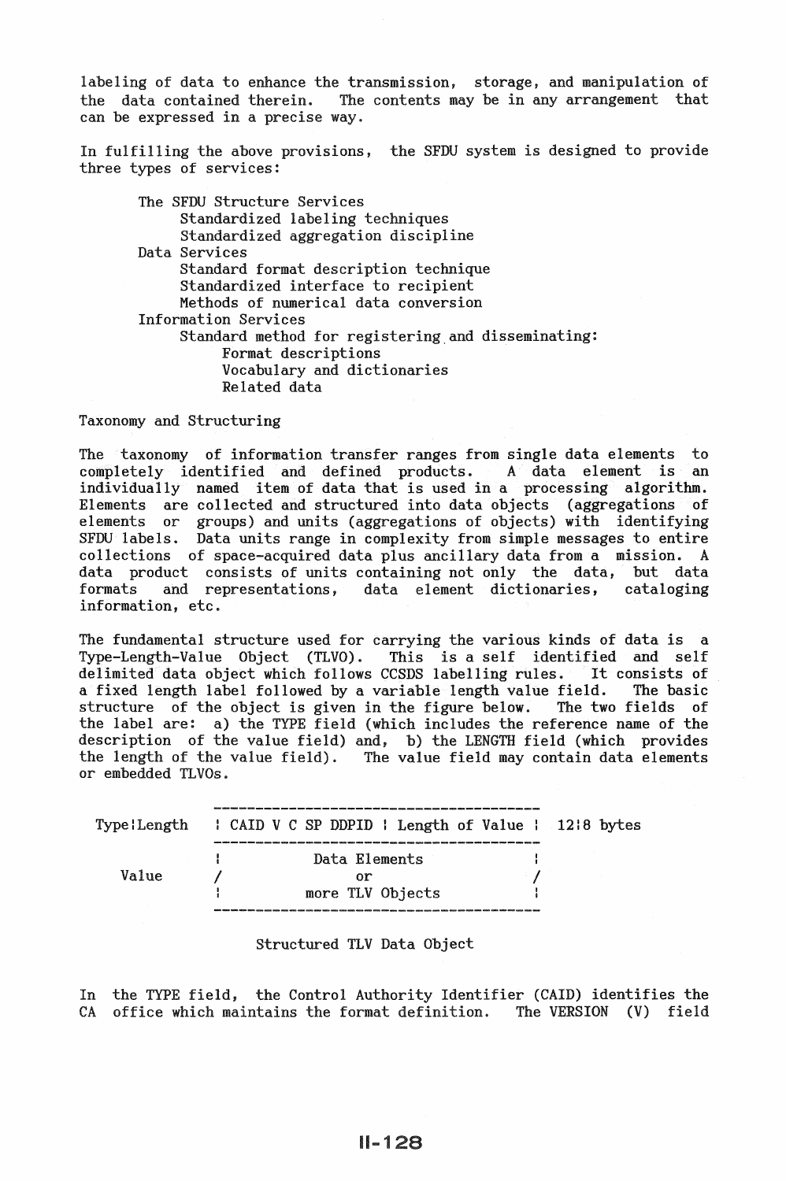labeling of data to enhance the transmission, storage, and manipulation of the data contained therein. The contents may be in any arrangement that can be expressed in a precise way.

In fulfilling the above provisions, the SFDU system is designed to provide three types of services:

- The SFDU Structure Services
  - Standardized labeling techniques
  - Standardized aggregation discipline
- Data Services
  - Standard format description technique
  - Standardized interface to recipient
  - Methods of numerical data conversion
- Information Services
  - Standard method for registering and disseminating:
    - Format descriptions
    - Vocabulary and dictionaries
    - Related data

### Taxonomy and Structuring

The taxonomy of information transfer ranges from single data elements to completely identified and defined products. A data element is an individually named item of data that is used in a processing algorithm. Elements are collected and structured into data objects (aggregations of elements or groups) and units (aggregations of objects) with identifying SFDU labels. Data units range in complexity from simple messages to entire collections of space-acquired data plus ancillary data from a mission. A data product consists of units containing not only the data, but data formats and representations, data element dictionaries, cataloging information, etc.

The fundamental structure used for carrying the various kinds of data is a Type-Length-Value Object (TLVO). This is a self identified and self delimited data object which follows CCSDS labelling rules. It consists of a fixed length label followed by a variable length value field. The basic structure of the object is given in the figure below. The two fields of the label are: a) the TYPE field (which includes the reference name of the description of the value field) and, b) the LENGTH field (which provides the length of the value field). The value field may contain data elements or embedded TLVOs.

```
              ----------------------------------------
Type|Length   | CAID V C SP DDPID | Length of Value |   12|8 bytes
              ----------------------------------------
              |            Data Elements             |
 Value        /                 or                   /
              |          more TLV Objects            |
              ----------------------------------------
```

Structured TLV Data Object

In the TYPE field, the Control Authority Identifier (CAID) identifies the CA office which maintains the format definition. The VERSION (V) field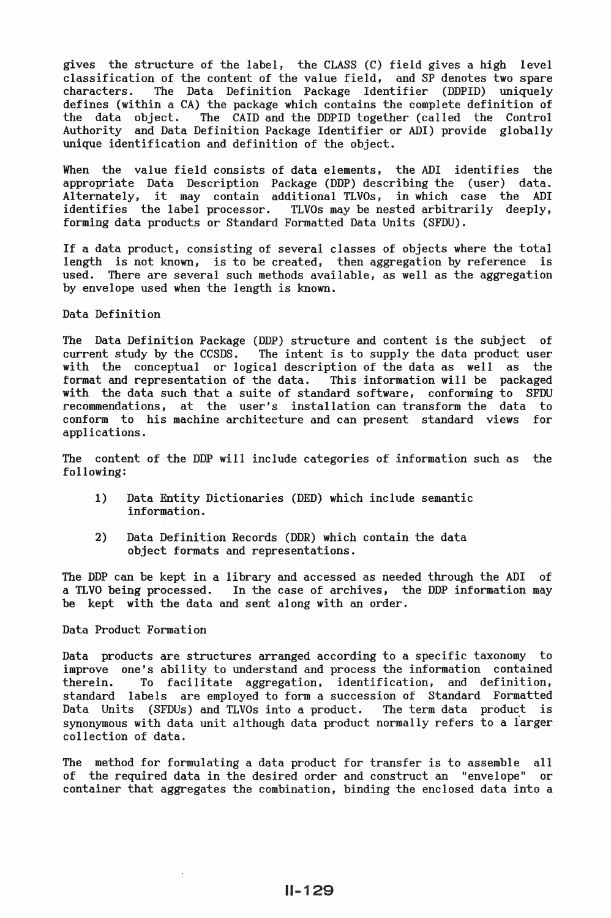gives the structure of the label, the CLASS (C) field gives a high level classification of the content of the value field, and SP denotes two spare characters. The Data Definition Package Identifier (DDPID) uniquely defines (within a CA) the package which contains the complete definition of the data object. The CAID and the DDPID together (called the Control Authority and Data Definition Package Identifier or ADI) provide globally unique identification and definition of the object.

When the value field consists of data elements, the ADI identifies the appropriate Data Description Package (DDP) describing the (user) data. Alternately, it may contain additional TLVOs, in which case the ADI identifies the label processor. TLVOs may be nested arbitrarily deeply, forming data products or Standard Formatted Data Units (SFDU).

If a data product, consisting of several classes of objects where the total length is not known, is to be created, then aggregation by reference is used. There are several such methods available, as well as the aggregation by envelope used when the length is known.

## Data Definition

The Data Definition Package (DDP) structure and content is the subject of current study by the CCSDS. The intent is to supply the data product user with the conceptual or logical description of the data as well as the format and representation of the data. This information will be packaged with the data such that a suite of standard software, conforming to SFDU recommendations, at the user's installation can transform the data to conform to his machine architecture and can present standard views for applications.

The content of the DDP will include categories of information such as the following:

1) Data Entity Dictionaries (DED) which include semantic information.

2) Data Definition Records (DDR) which contain the data object formats and representations.

The DDP can be kept in a library and accessed as needed through the ADI of a TLVO being processed. In the case of archives, the DDP information may be kept with the data and sent along with an order.

## Data Product Formation

Data products are structures arranged according to a specific taxonomy to improve one's ability to understand and process the information contained therein. To facilitate aggregation, identification, and definition, standard labels are employed to form a succession of Standard Formatted Data Units (SFDUs) and TLVOs into a product. The term data product is synonymous with data unit although data product normally refers to a larger collection of data.

The method for formulating a data product for transfer is to assemble all of the required data in the desired order and construct an "envelope" or container that aggregates the combination, binding the enclosed data into a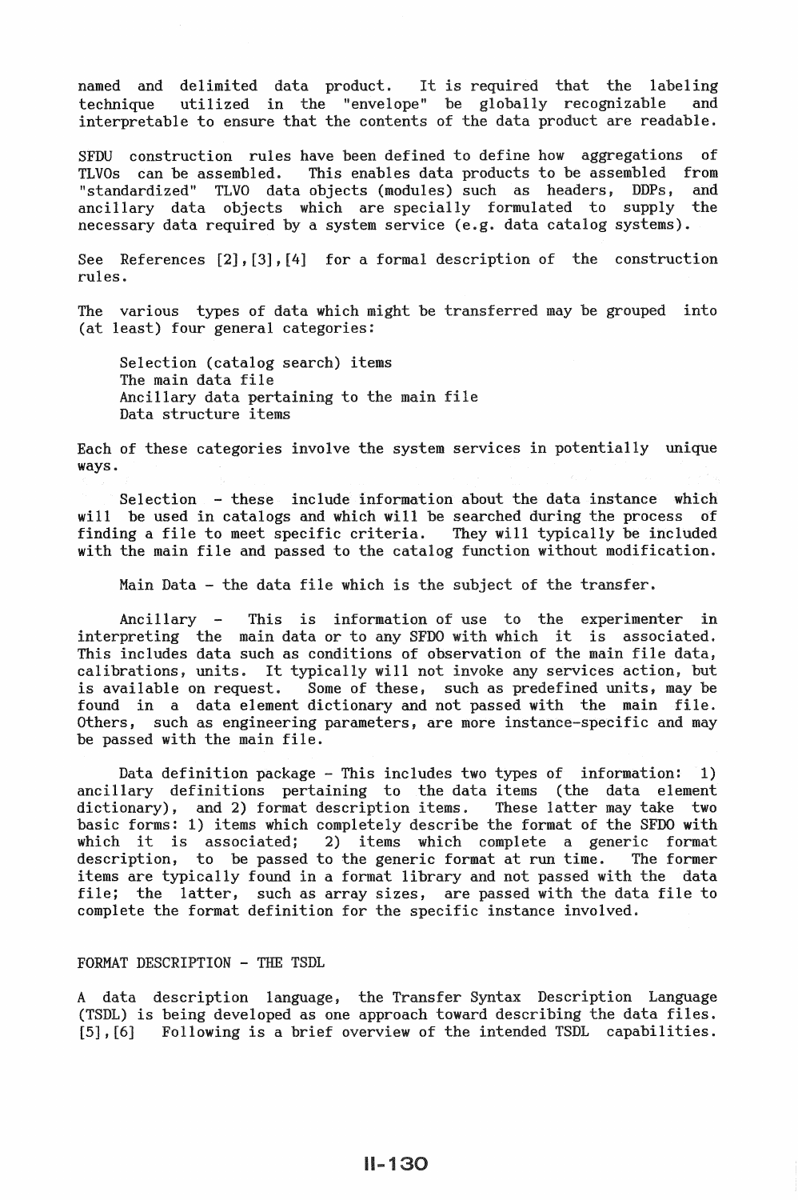named and delimited data product. It is required that the labeling technique utilized in the "envelope" be globally recognizable and interpretable to ensure that the contents of the data product are readable.

SFDU construction rules have been defined to define how aggregations of TLVOs can be assembled. This enables data products to be assembled from "standardized" TLVO data objects (modules) such as headers, DDPs, and ancillary data objects which are specially formulated to supply the necessary data required by a system service (e.g. data catalog systems).

See References [2],[3],[4] for a formal description of the construction rules.

The various types of data which might be transferred may be grouped into (at least) four general categories:

Selection (catalog search) items
The main data file
Ancillary data pertaining to the main file
Data structure items

Each of these categories involve the system services in potentially unique ways.

Selection - these include information about the data instance which will be used in catalogs and which will be searched during the process of finding a file to meet specific criteria. They will typically be included with the main file and passed to the catalog function without modification.

Main Data - the data file which is the subject of the transfer.

Ancillary - This is information of use to the experimenter in interpreting the main data or to any SFDO with which it is associated. This includes data such as conditions of observation of the main file data, calibrations, units. It typically will not invoke any services action, but is available on request. Some of these, such as predefined units, may be found in a data element dictionary and not passed with the main file. Others, such as engineering parameters, are more instance-specific and may be passed with the main file.

Data definition package - This includes two types of information: 1) ancillary definitions pertaining to the data items (the data element dictionary), and 2) format description items. These latter may take two basic forms: 1) items which completely describe the format of the SFDO with which it is associated; 2) items which complete a generic format description, to be passed to the generic format at run time. The former items are typically found in a format library and not passed with the data file; the latter, such as array sizes, are passed with the data file to complete the format definition for the specific instance involved.

## FORMAT DESCRIPTION - THE TSDL

A data description language, the Transfer Syntax Description Language (TSDL) is being developed as one approach toward describing the data files. [5],[6] Following is a brief overview of the intended TSDL capabilities.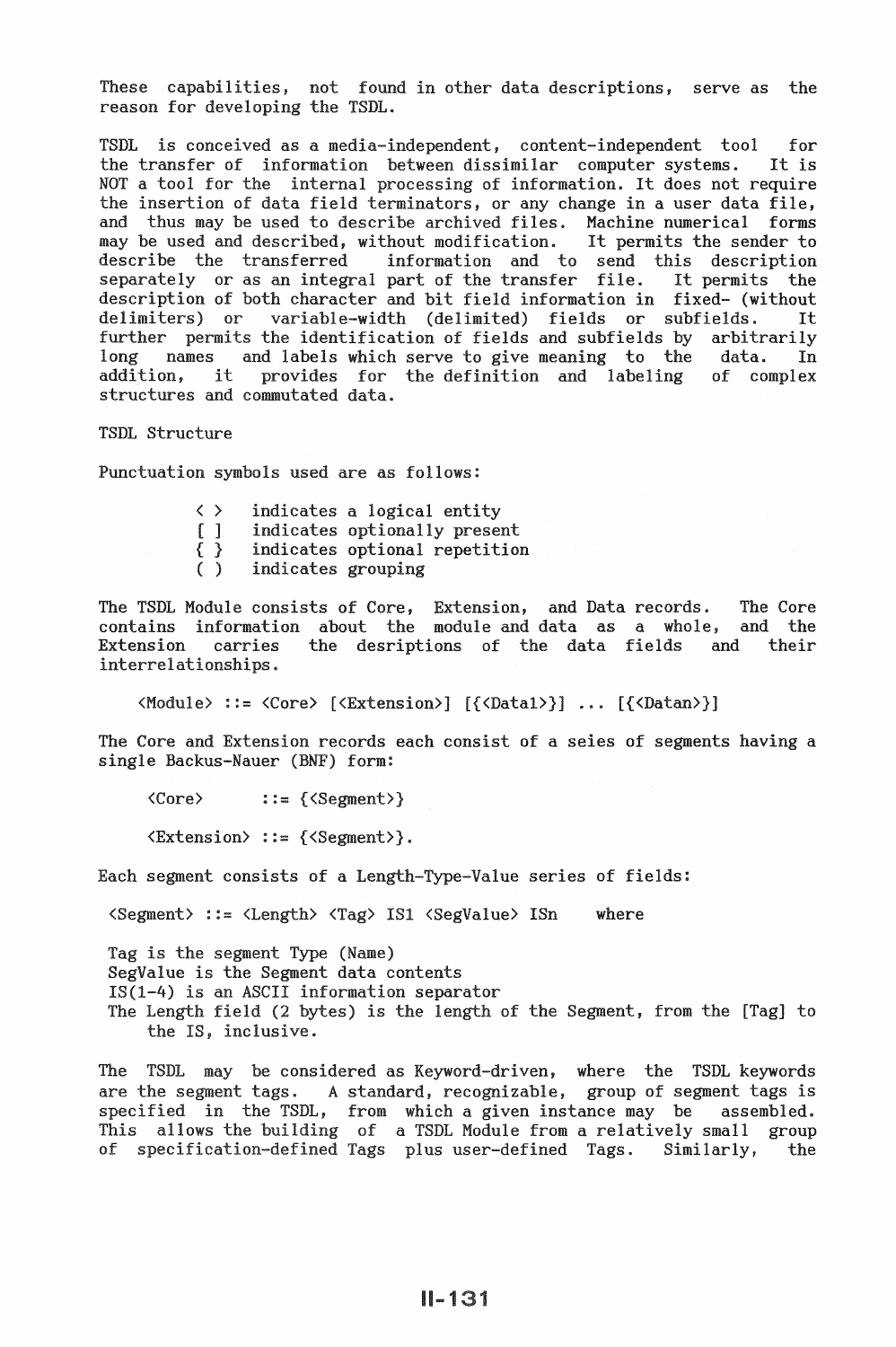These capabilities, not found in other data descriptions, serve as the reason for developing the TSDL.

TSDL is conceived as a media-independent, content-independent tool for the transfer of information between dissimilar computer systems. It is NOT a tool for the internal processing of information. It does not require the insertion of data field terminators, or any change in a user data file, and thus may be used to describe archived files. Machine numerical forms may be used and described, without modification. It permits the sender to describe the transferred information and to send this description separately or as an integral part of the transfer file. It permits the description of both character and bit field information in fixed- (without delimiters) or variable-width (delimited) fields or subfields. It further permits the identification of fields and subfields by arbitrarily long names and labels which serve to give meaning to the data. In addition, it provides for the definition and labeling of complex structures and commutated data.

TSDL Structure

Punctuation symbols used are as follows:

```
< >   indicates a logical entity
[ ]   indicates optionally present
{ }   indicates optional repetition
( )   indicates grouping
```

The TSDL Module consists of Core, Extension, and Data records. The Core contains information about the module and data as a whole, and the Extension carries the desriptions of the data fields and their interrelationships.

```
<Module> ::= <Core> [<Extension>] [{<Data1>}] ... [{<Datan>}]
```

The Core and Extension records each consist of a seies of segments having a single Backus-Nauer (BNF) form:

```
<Core>      ::= {<Segment>}

<Extension> ::= {<Segment>}.
```

Each segment consists of a Length-Type-Value series of fields:

```
<Segment> ::= <Length> <Tag> IS1 <SegValue> ISn    where
```

Tag is the segment Type (Name)
SegValue is the Segment data contents
IS(1-4) is an ASCII information separator
The Length field (2 bytes) is the length of the Segment, from the [Tag] to the IS, inclusive.

The TSDL may be considered as Keyword-driven, where the TSDL keywords are the segment tags. A standard, recognizable, group of segment tags is specified in the TSDL, from which a given instance may be assembled. This allows the building of a TSDL Module from a relatively small group of specification-defined Tags plus user-defined Tags. Similarly, the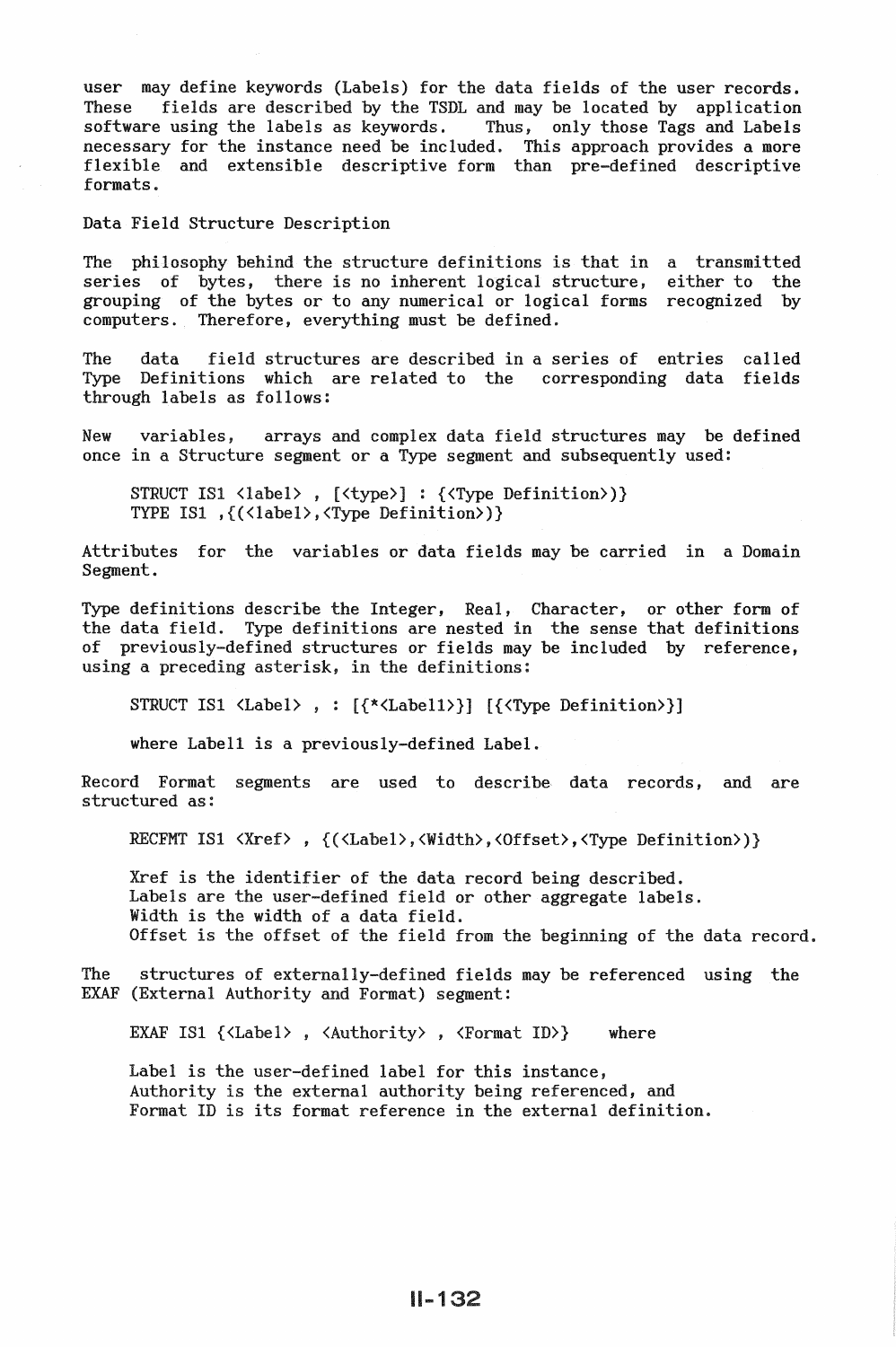user may define keywords (Labels) for the data fields of the user records. These fields are described by the TSDL and may be located by application software using the labels as keywords. Thus, only those Tags and Labels necessary for the instance need be included. This approach provides a more flexible and extensible descriptive form than pre-defined descriptive formats.

## Data Field Structure Description

The philosophy behind the structure definitions is that in a transmitted series of bytes, there is no inherent logical structure, either to the grouping of the bytes or to any numerical or logical forms recognized by computers. Therefore, everything must be defined.

The data field structures are described in a series of entries called Type Definitions which are related to the corresponding data fields through labels as follows:

New variables, arrays and complex data field structures may be defined once in a Structure segment or a Type segment and subsequently used:

```
STRUCT IS1 <label> , [<type>] : {<Type Definition>)}
TYPE IS1 ,{(<label>,<Type Definition>)}
```

Attributes for the variables or data fields may be carried in a Domain Segment.

Type definitions describe the Integer, Real, Character, or other form of the data field. Type definitions are nested in the sense that definitions of previously-defined structures or fields may be included by reference, using a preceding asterisk, in the definitions:

```
STRUCT IS1 <Label> , : [{*<Label1>}] [{<Type Definition>}]
```

where Label1 is a previously-defined Label.

Record Format segments are used to describe data records, and are structured as:

```
RECFMT IS1 <Xref> , {(<Label>,<Width>,<Offset>,<Type Definition>)}
```

Xref is the identifier of the data record being described.
Labels are the user-defined field or other aggregate labels.
Width is the width of a data field.
Offset is the offset of the field from the beginning of the data record.

The structures of externally-defined fields may be referenced using the EXAF (External Authority and Format) segment:

```
EXAF IS1 {<Label> , <Authority> , <Format ID>}     where
```

Label is the user-defined label for this instance,
Authority is the external authority being referenced, and
Format ID is its format reference in the external definition.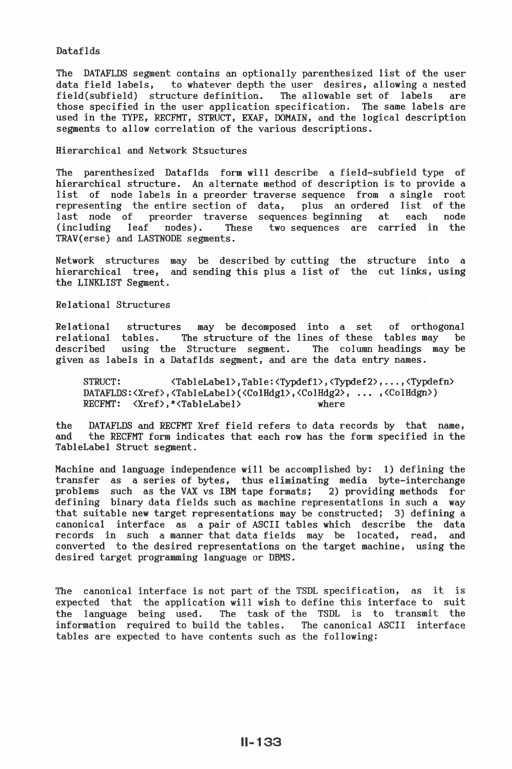### Dataflds

The DATAFLDS segment contains an optionally parenthesized list of the user data field labels, to whatever depth the user desires, allowing a nested field(subfield) structure definition. The allowable set of labels are those specified in the user application specification. The same labels are used in the TYPE, RECFMT, STRUCT, EXAF, DOMAIN, and the logical description segments to allow correlation of the various descriptions.

### Hierarchical and Network Stsuctures

The parenthesized Dataflds form will describe a field-subfield type of hierarchical structure. An alternate method of description is to provide a list of node labels in a preorder traverse sequence from a single root representing the entire section of data, plus an ordered list of the last node of preorder traverse sequences beginning at each node (including leaf nodes). These two sequences are carried in the TRAV(erse) and LASTNODE segments.

Network structures may be described by cutting the structure into a hierarchical tree, and sending this plus a list of the cut links, using the LINKLIST Segment.

### Relational Structures

Relational structures may be decomposed into a set of orthogonal relational tables. The structure of the lines of these tables may be described using the Structure segment. The column headings may be given as labels in a Dataflds segment, and are the data entry names.

```
STRUCT:         <TableLabel>,Table:<Typdef1>,<Typdef2>,...,<Typdefn>
DATAFLDS:<Xref>,<TableLabel>(<ColHdg1>,<ColHdg2>, ... ,<ColHdgn>)
RECFMT:  <Xref>,*<TableLabel>              where
```

the DATAFLDS and RECFMT Xref field refers to data records by that name, and the RECFMT form indicates that each row has the form specified in the TableLabel Struct segment.

Machine and language independence will be accomplished by: 1) defining the transfer as a series of bytes, thus eliminating media byte-interchange problems such as the VAX vs IBM tape formats; 2) providing methods for defining binary data fields such as machine representations in such a way that suitable new target representations may be constructed; 3) defining a canonical interface as a pair of ASCII tables which describe the data records in such a manner that data fields may be located, read, and converted to the desired representations on the target machine, using the desired target programming language or DBMS.

The canonical interface is not part of the TSDL specification, as it is expected that the application will wish to define this interface to suit the language being used. The task of the TSDL is to transmit the information required to build the tables. The canonical ASCII interface tables are expected to have contents such as the following: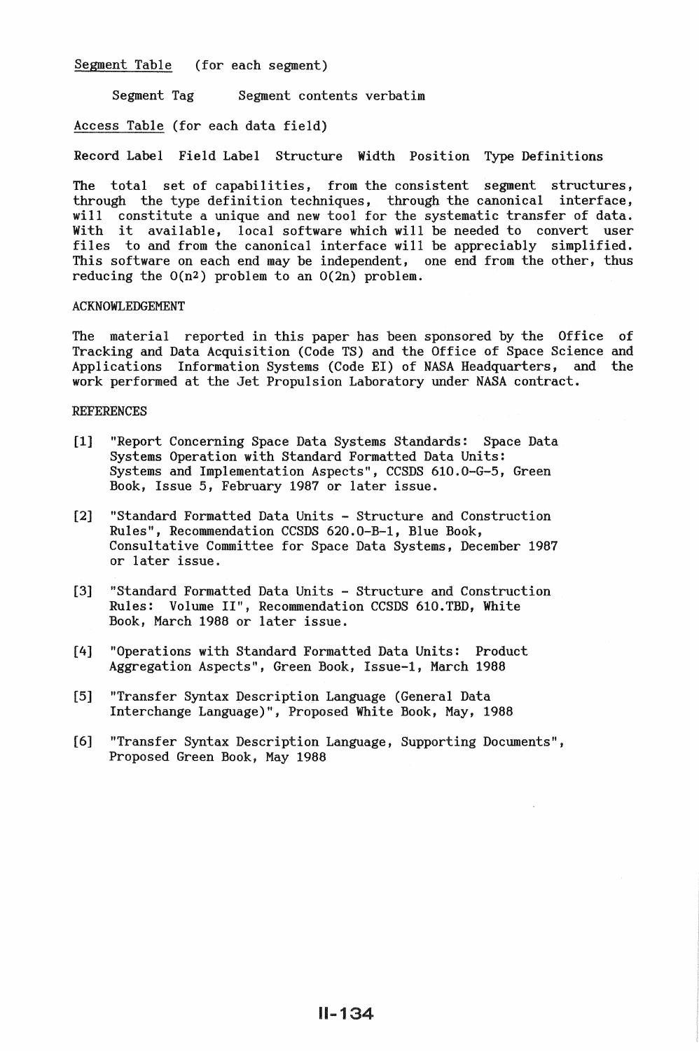<u>Segment Table</u> (for each segment)

Segment Tag    Segment contents verbatim

<u>Access Table</u> (for each data field)

Record Label  Field Label  Structure  Width  Position  Type Definitions

The total set of capabilities, from the consistent segment structures, through the type definition techniques, through the canonical interface, will constitute a unique and new tool for the systematic transfer of data. With it available, local software which will be needed to convert user files to and from the canonical interface will be appreciably simplified. This software on each end may be independent, one end from the other, thus reducing the $O(n^2)$ problem to an $O(2n)$ problem.

## ACKNOWLEDGEMENT

The material reported in this paper has been sponsored by the Office of Tracking and Data Acquisition (Code TS) and the Office of Space Science and Applications Information Systems (Code EI) of NASA Headquarters, and the work performed at the Jet Propulsion Laboratory under NASA contract.

## REFERENCES

[1] "Report Concerning Space Data Systems Standards: Space Data Systems Operation with Standard Formatted Data Units: Systems and Implementation Aspects", CCSDS 610.0-G-5, Green Book, Issue 5, February 1987 or later issue.

[2] "Standard Formatted Data Units - Structure and Construction Rules", Recommendation CCSDS 620.0-B-1, Blue Book, Consultative Committee for Space Data Systems, December 1987 or later issue.

[3] "Standard Formatted Data Units - Structure and Construction Rules: Volume II", Recommendation CCSDS 610.TBD, White Book, March 1988 or later issue.

[4] "Operations with Standard Formatted Data Units: Product Aggregation Aspects", Green Book, Issue-1, March 1988

[5] "Transfer Syntax Description Language (General Data Interchange Language)", Proposed White Book, May, 1988

[6] "Transfer Syntax Description Language, Supporting Documents", Proposed Green Book, May 1988